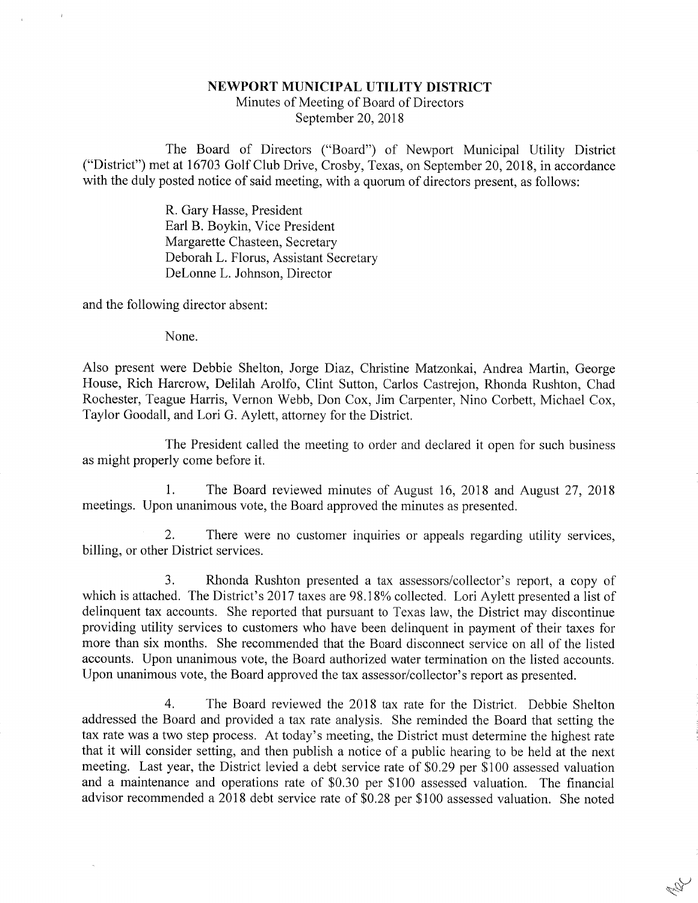# NEWPORT MUNICIPAL UTILITY DISTRICT

Minutes of Meeting of Board of Directors
September 20, 2018

The Board of Directors ("Board") of Newport Municipal Utility District ("District") met at 16703 Golf Club Drive, Crosby, Texas, on September 20, 2018, in accordance with the duly posted notice of said meeting, with a quorum of directors present, as follows:

R. Gary Hasse, President
Earl B. Boykin, Vice President
Margarette Chasteen, Secretary
Deborah L. Florus, Assistant Secretary
DeLonne L. Johnson, Director

and the following director absent:

None.

Also present were Debbie Shelton, Jorge Diaz, Christine Matzonkai, Andrea Martin, George House, Rich Harcrow, Delilah Arolfo, Clint Sutton, Carlos Castrejon, Rhonda Rushton, Chad Rochester, Teague Harris, Vernon Webb, Don Cox, Jim Carpenter, Nino Corbett, Michael Cox, Taylor Goodall, and Lori G. Aylett, attorney for the District.

The President called the meeting to order and declared it open for such business as might properly come before it.

1. The Board reviewed minutes of August 16, 2018 and August 27, 2018 meetings. Upon unanimous vote, the Board approved the minutes as presented.

2. There were no customer inquiries or appeals regarding utility services, billing, or other District services.

3. Rhonda Rushton presented a tax assessors/collector's report, a copy of which is attached. The District's 2017 taxes are 98.18% collected. Lori Aylett presented a list of delinquent tax accounts. She reported that pursuant to Texas law, the District may discontinue providing utility services to customers who have been delinquent in payment of their taxes for more than six months. She recommended that the Board disconnect service on all of the listed accounts. Upon unanimous vote, the Board authorized water termination on the listed accounts. Upon unanimous vote, the Board approved the tax assessor/collector's report as presented.

4. The Board reviewed the 2018 tax rate for the District. Debbie Shelton addressed the Board and provided a tax rate analysis. She reminded the Board that setting the tax rate was a two step process. At today's meeting, the District must determine the highest rate that it will consider setting, and then publish a notice of a public hearing to be held at the next meeting. Last year, the District levied a debt service rate of \$0.29 per \$100 assessed valuation and a maintenance and operations rate of \$0.30 per \$100 assessed valuation. The financial advisor recommended a 2018 debt service rate of \$0.28 per \$100 assessed valuation. She noted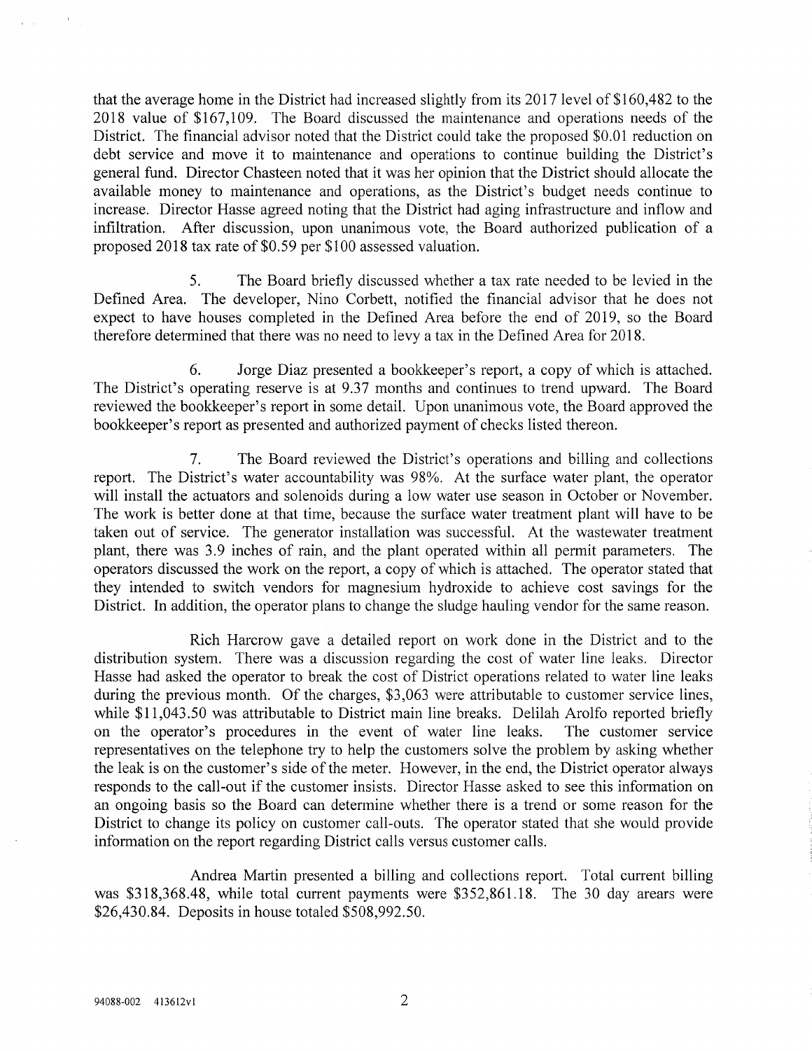that the average home in the District had increased slightly from its 2017 level of $160,482 to the 2018 value of $167,109. The Board discussed the maintenance and operations needs of the District. The financial advisor noted that the District could take the proposed $0.01 reduction on debt service and move it to maintenance and operations to continue building the District's general fund. Director Chasteen noted that it was her opinion that the District should allocate the available money to maintenance and operations, as the District's budget needs continue to increase. Director Hasse agreed noting that the District had aging infrastructure and inflow and infiltration. After discussion, upon unanimous vote, the Board authorized publication of a proposed 2018 tax rate of $0.59 per $100 assessed valuation.

5. The Board briefly discussed whether a tax rate needed to be levied in the Defined Area. The developer, Nino Corbett, notified the financial advisor that he does not expect to have houses completed in the Defined Area before the end of 2019, so the Board therefore determined that there was no need to levy a tax in the Defined Area for 2018.

6. Jorge Diaz presented a bookkeeper's report, a copy of which is attached. The District's operating reserve is at 9.37 months and continues to trend upward. The Board reviewed the bookkeeper's report in some detail. Upon unanimous vote, the Board approved the bookkeeper's report as presented and authorized payment of checks listed thereon.

7. The Board reviewed the District's operations and billing and collections report. The District's water accountability was 98%. At the surface water plant, the operator will install the actuators and solenoids during a low water use season in October or November. The work is better done at that time, because the surface water treatment plant will have to be taken out of service. The generator installation was successful. At the wastewater treatment plant, there was 3.9 inches of rain, and the plant operated within all permit parameters. The operators discussed the work on the report, a copy of which is attached. The operator stated that they intended to switch vendors for magnesium hydroxide to achieve cost savings for the District. In addition, the operator plans to change the sludge hauling vendor for the same reason.

Rich Harcrow gave a detailed report on work done in the District and to the distribution system. There was a discussion regarding the cost of water line leaks. Director Hasse had asked the operator to break the cost of District operations related to water line leaks during the previous month. Of the charges, $3,063 were attributable to customer service lines, while $11,043.50 was attributable to District main line breaks. Delilah Arolfo reported briefly on the operator's procedures in the event of water line leaks. The customer service representatives on the telephone try to help the customers solve the problem by asking whether the leak is on the customer's side of the meter. However, in the end, the District operator always responds to the call-out if the customer insists. Director Hasse asked to see this information on an ongoing basis so the Board can determine whether there is a trend or some reason for the District to change its policy on customer call-outs. The operator stated that she would provide information on the report regarding District calls versus customer calls.

Andrea Martin presented a billing and collections report. Total current billing was $318,368.48, while total current payments were $352,861.18. The 30 day arears were $26,430.84. Deposits in house totaled $508,992.50.

94088-002 413612v1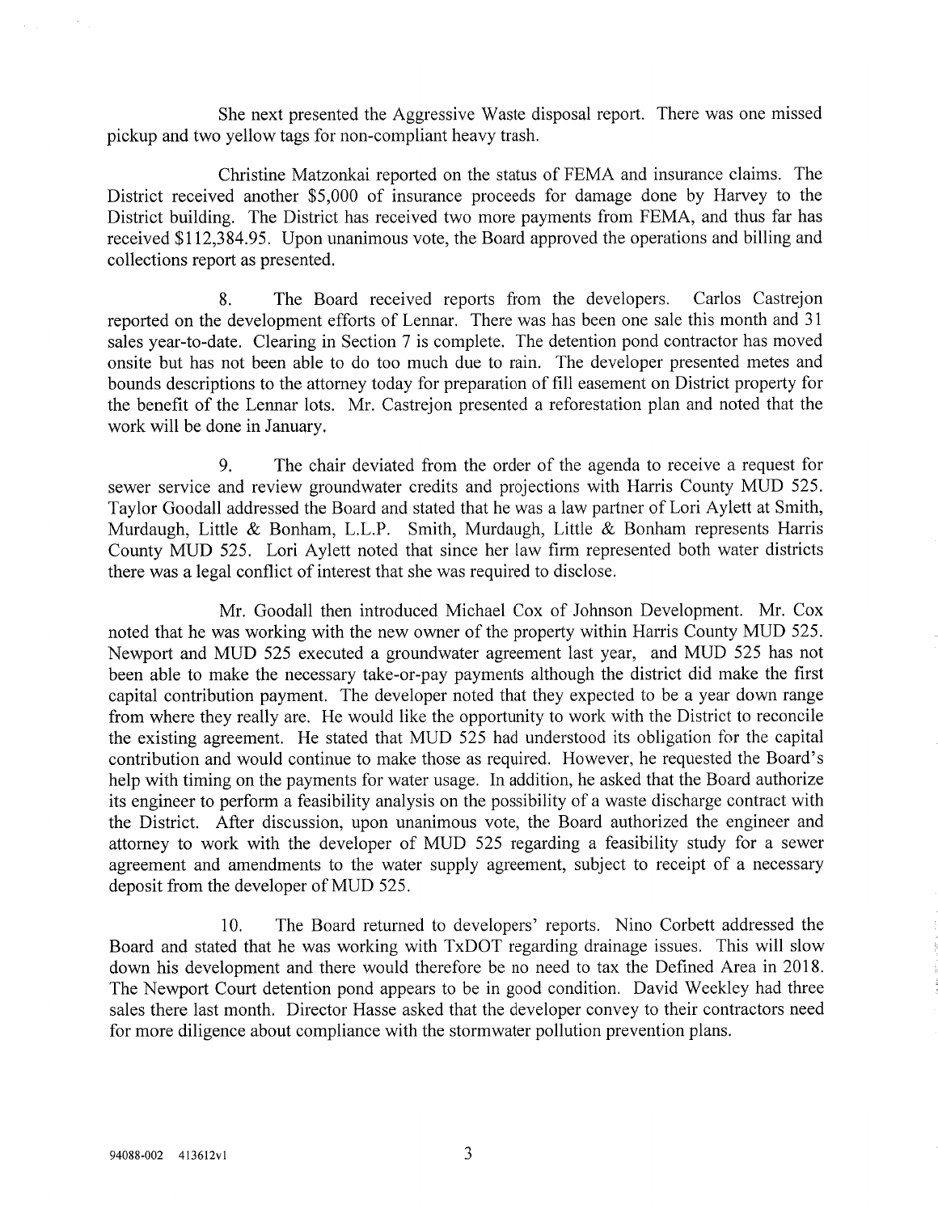She next presented the Aggressive Waste disposal report. There was one missed pickup and two yellow tags for non-compliant heavy trash.

Christine Matzonkai reported on the status of FEMA and insurance claims. The District received another $5,000 of insurance proceeds for damage done by Harvey to the District building. The District has received two more payments from FEMA, and thus far has received $112,384.95. Upon unanimous vote, the Board approved the operations and billing and collections report as presented.

8. The Board received reports from the developers. Carlos Castrejon reported on the development efforts of Lennar. There was has been one sale this month and 31 sales year-to-date. Clearing in Section 7 is complete. The detention pond contractor has moved onsite but has not been able to do too much due to rain. The developer presented metes and bounds descriptions to the attorney today for preparation of fill easement on District property for the benefit of the Lennar lots. Mr. Castrejon presented a reforestation plan and noted that the work will be done in January.

9. The chair deviated from the order of the agenda to receive a request for sewer service and review groundwater credits and projections with Harris County MUD 525. Taylor Goodall addressed the Board and stated that he was a law partner of Lori Aylett at Smith, Murdaugh, Little & Bonham, L.L.P. Smith, Murdaugh, Little & Bonham represents Harris County MUD 525. Lori Aylett noted that since her law firm represented both water districts there was a legal conflict of interest that she was required to disclose.

Mr. Goodall then introduced Michael Cox of Johnson Development. Mr. Cox noted that he was working with the new owner of the property within Harris County MUD 525. Newport and MUD 525 executed a groundwater agreement last year, and MUD 525 has not been able to make the necessary take-or-pay payments although the district did make the first capital contribution payment. The developer noted that they expected to be a year down range from where they really are. He would like the opportunity to work with the District to reconcile the existing agreement. He stated that MUD 525 had understood its obligation for the capital contribution and would continue to make those as required. However, he requested the Board's help with timing on the payments for water usage. In addition, he asked that the Board authorize its engineer to perform a feasibility analysis on the possibility of a waste discharge contract with the District. After discussion, upon unanimous vote, the Board authorized the engineer and attorney to work with the developer of MUD 525 regarding a feasibility study for a sewer agreement and amendments to the water supply agreement, subject to receipt of a necessary deposit from the developer of MUD 525.

10. The Board returned to developers' reports. Nino Corbett addressed the Board and stated that he was working with TxDOT regarding drainage issues. This will slow down his development and there would therefore be no need to tax the Defined Area in 2018. The Newport Court detention pond appears to be in good condition. David Weekley had three sales there last month. Director Hasse asked that the developer convey to their contractors need for more diligence about compliance with the stormwater pollution prevention plans.

94088-002 413612v1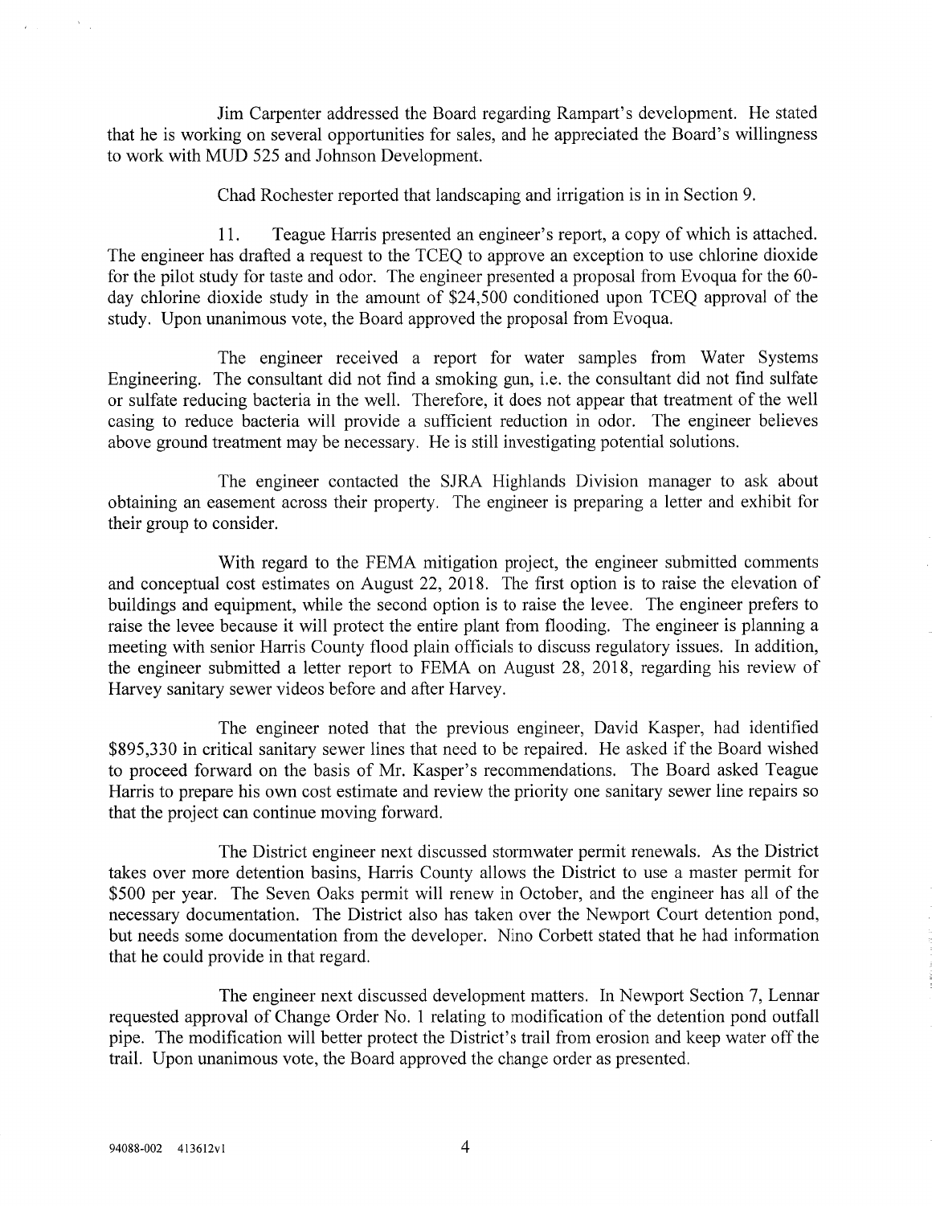Jim Carpenter addressed the Board regarding Rampart's development. He stated that he is working on several opportunities for sales, and he appreciated the Board's willingness to work with MUD 525 and Johnson Development.

Chad Rochester reported that landscaping and irrigation is in in Section 9.

11. Teague Harris presented an engineer's report, a copy of which is attached. The engineer has drafted a request to the TCEQ to approve an exception to use chlorine dioxide for the pilot study for taste and odor. The engineer presented a proposal from Evoqua for the 60-day chlorine dioxide study in the amount of $24,500 conditioned upon TCEQ approval of the study. Upon unanimous vote, the Board approved the proposal from Evoqua.

The engineer received a report for water samples from Water Systems Engineering. The consultant did not find a smoking gun, i.e. the consultant did not find sulfate or sulfate reducing bacteria in the well. Therefore, it does not appear that treatment of the well casing to reduce bacteria will provide a sufficient reduction in odor. The engineer believes above ground treatment may be necessary. He is still investigating potential solutions.

The engineer contacted the SJRA Highlands Division manager to ask about obtaining an easement across their property. The engineer is preparing a letter and exhibit for their group to consider.

With regard to the FEMA mitigation project, the engineer submitted comments and conceptual cost estimates on August 22, 2018. The first option is to raise the elevation of buildings and equipment, while the second option is to raise the levee. The engineer prefers to raise the levee because it will protect the entire plant from flooding. The engineer is planning a meeting with senior Harris County flood plain officials to discuss regulatory issues. In addition, the engineer submitted a letter report to FEMA on August 28, 2018, regarding his review of Harvey sanitary sewer videos before and after Harvey.

The engineer noted that the previous engineer, David Kasper, had identified $895,330 in critical sanitary sewer lines that need to be repaired. He asked if the Board wished to proceed forward on the basis of Mr. Kasper's recommendations. The Board asked Teague Harris to prepare his own cost estimate and review the priority one sanitary sewer line repairs so that the project can continue moving forward.

The District engineer next discussed stormwater permit renewals. As the District takes over more detention basins, Harris County allows the District to use a master permit for $500 per year. The Seven Oaks permit will renew in October, and the engineer has all of the necessary documentation. The District also has taken over the Newport Court detention pond, but needs some documentation from the developer. Nino Corbett stated that he had information that he could provide in that regard.

The engineer next discussed development matters. In Newport Section 7, Lennar requested approval of Change Order No. 1 relating to modification of the detention pond outfall pipe. The modification will better protect the District's trail from erosion and keep water off the trail. Upon unanimous vote, the Board approved the change order as presented.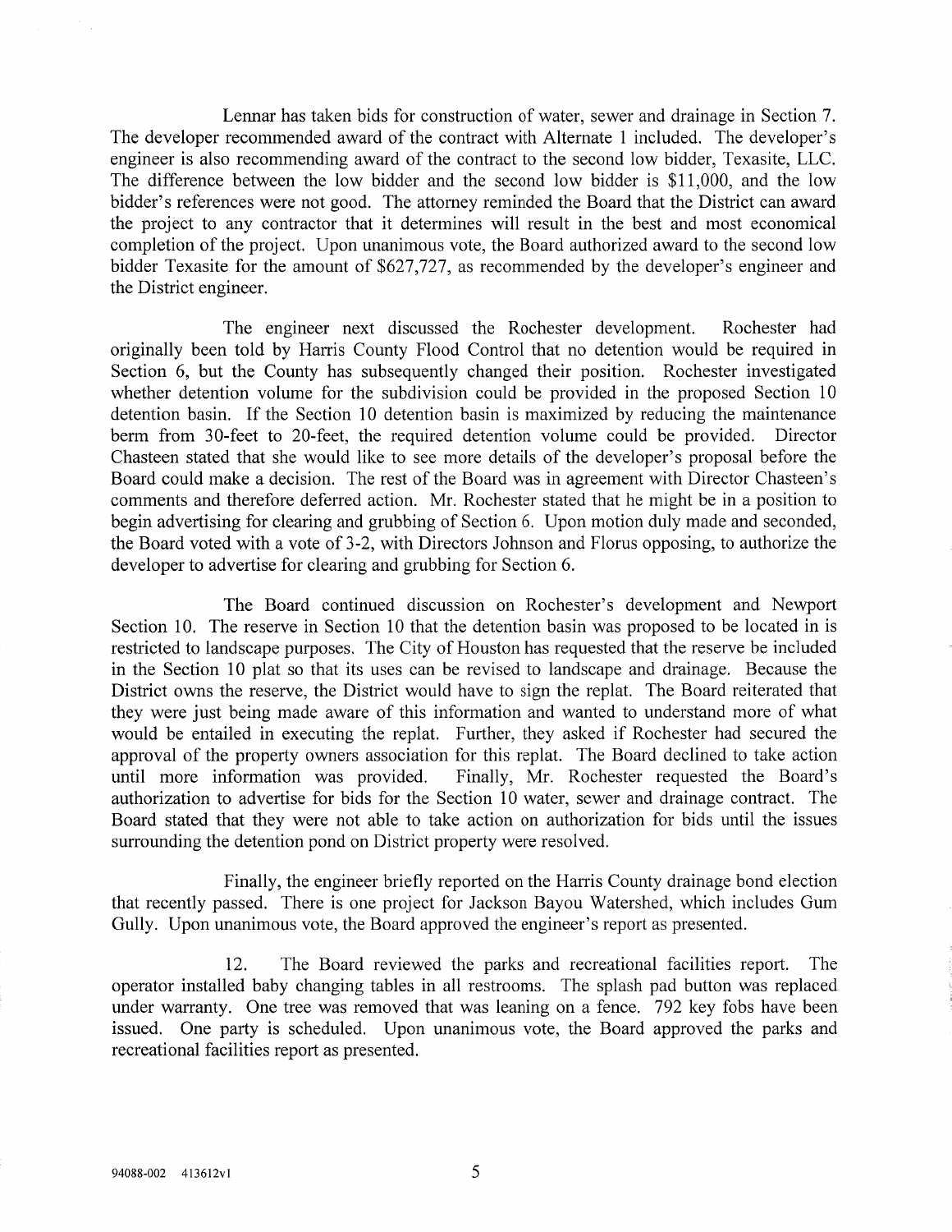Lennar has taken bids for construction of water, sewer and drainage in Section 7. The developer recommended award of the contract with Alternate 1 included. The developer's engineer is also recommending award of the contract to the second low bidder, Texasite, LLC. The difference between the low bidder and the second low bidder is $11,000, and the low bidder's references were not good. The attorney reminded the Board that the District can award the project to any contractor that it determines will result in the best and most economical completion of the project. Upon unanimous vote, the Board authorized award to the second low bidder Texasite for the amount of $627,727, as recommended by the developer's engineer and the District engineer.

The engineer next discussed the Rochester development. Rochester had originally been told by Harris County Flood Control that no detention would be required in Section 6, but the County has subsequently changed their position. Rochester investigated whether detention volume for the subdivision could be provided in the proposed Section 10 detention basin. If the Section 10 detention basin is maximized by reducing the maintenance berm from 30-feet to 20-feet, the required detention volume could be provided. Director Chasteen stated that she would like to see more details of the developer's proposal before the Board could make a decision. The rest of the Board was in agreement with Director Chasteen's comments and therefore deferred action. Mr. Rochester stated that he might be in a position to begin advertising for clearing and grubbing of Section 6. Upon motion duly made and seconded, the Board voted with a vote of 3-2, with Directors Johnson and Florus opposing, to authorize the developer to advertise for clearing and grubbing for Section 6.

The Board continued discussion on Rochester's development and Newport Section 10. The reserve in Section 10 that the detention basin was proposed to be located in is restricted to landscape purposes. The City of Houston has requested that the reserve be included in the Section 10 plat so that its uses can be revised to landscape and drainage. Because the District owns the reserve, the District would have to sign the replat. The Board reiterated that they were just being made aware of this information and wanted to understand more of what would be entailed in executing the replat. Further, they asked if Rochester had secured the approval of the property owners association for this replat. The Board declined to take action until more information was provided. Finally, Mr. Rochester requested the Board's authorization to advertise for bids for the Section 10 water, sewer and drainage contract. The Board stated that they were not able to take action on authorization for bids until the issues surrounding the detention pond on District property were resolved.

Finally, the engineer briefly reported on the Harris County drainage bond election that recently passed. There is one project for Jackson Bayou Watershed, which includes Gum Gully. Upon unanimous vote, the Board approved the engineer's report as presented.

12. The Board reviewed the parks and recreational facilities report. The operator installed baby changing tables in all restrooms. The splash pad button was replaced under warranty. One tree was removed that was leaning on a fence. 792 key fobs have been issued. One party is scheduled. Upon unanimous vote, the Board approved the parks and recreational facilities report as presented.

94088-002 413612v1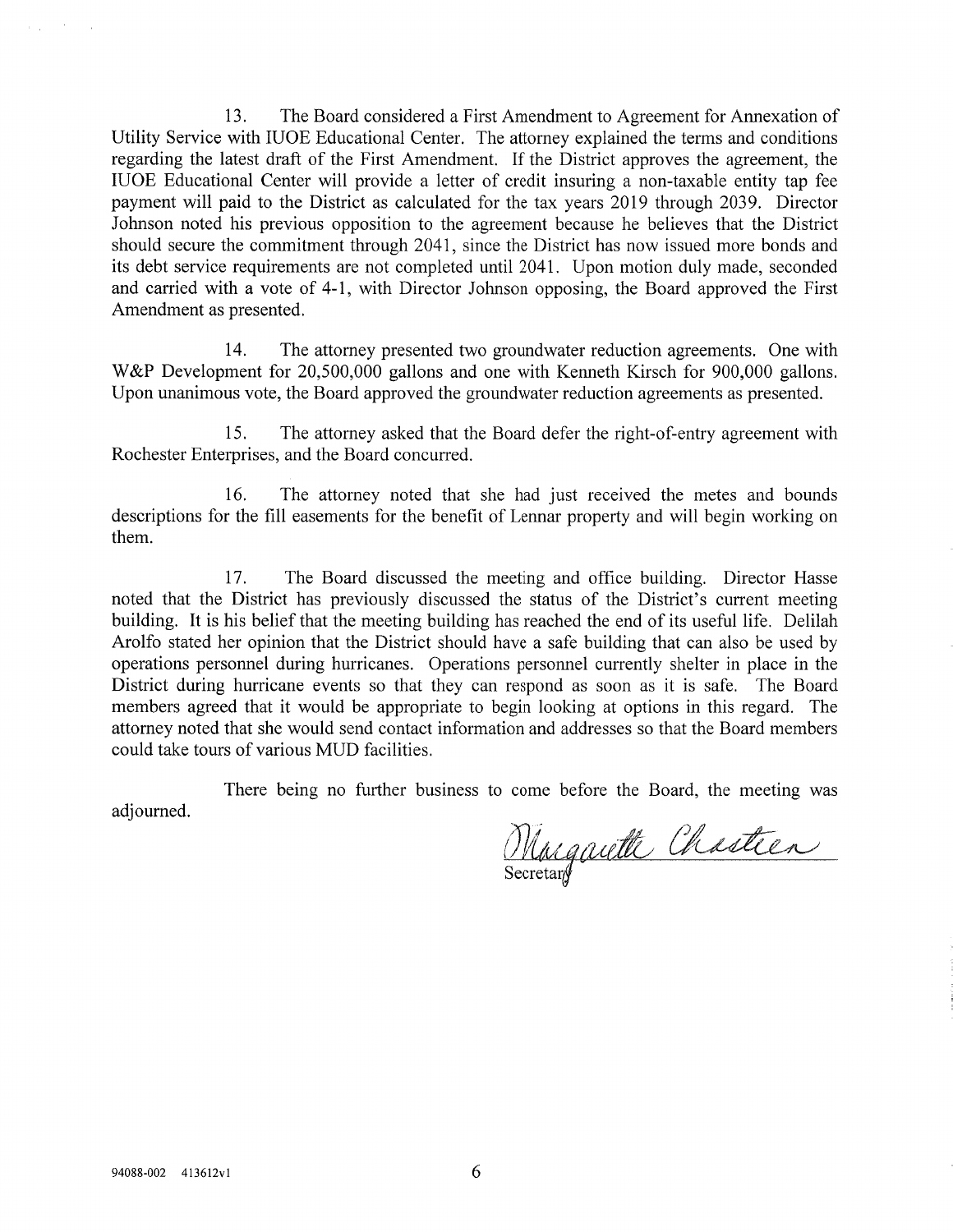13. The Board considered a First Amendment to Agreement for Annexation of Utility Service with IUOE Educational Center. The attorney explained the terms and conditions regarding the latest draft of the First Amendment. If the District approves the agreement, the IUOE Educational Center will provide a letter of credit insuring a non-taxable entity tap fee payment will paid to the District as calculated for the tax years 2019 through 2039. Director Johnson noted his previous opposition to the agreement because he believes that the District should secure the commitment through 2041, since the District has now issued more bonds and its debt service requirements are not completed until 2041. Upon motion duly made, seconded and carried with a vote of 4-1, with Director Johnson opposing, the Board approved the First Amendment as presented.

14. The attorney presented two groundwater reduction agreements. One with W&P Development for 20,500,000 gallons and one with Kenneth Kirsch for 900,000 gallons. Upon unanimous vote, the Board approved the groundwater reduction agreements as presented.

15. The attorney asked that the Board defer the right-of-entry agreement with Rochester Enterprises, and the Board concurred.

16. The attorney noted that she had just received the metes and bounds descriptions for the fill easements for the benefit of Lennar property and will begin working on them.

17. The Board discussed the meeting and office building. Director Hasse noted that the District has previously discussed the status of the District's current meeting building. It is his belief that the meeting building has reached the end of its useful life. Delilah Arolfo stated her opinion that the District should have a safe building that can also be used by operations personnel during hurricanes. Operations personnel currently shelter in place in the District during hurricane events so that they can respond as soon as it is safe. The Board members agreed that it would be appropriate to begin looking at options in this regard. The attorney noted that she would send contact information and addresses so that the Board members could take tours of various MUD facilities.

There being no further business to come before the Board, the meeting was adjourned.

Margarette Chesteen
Secretary

94088-002 413612v1